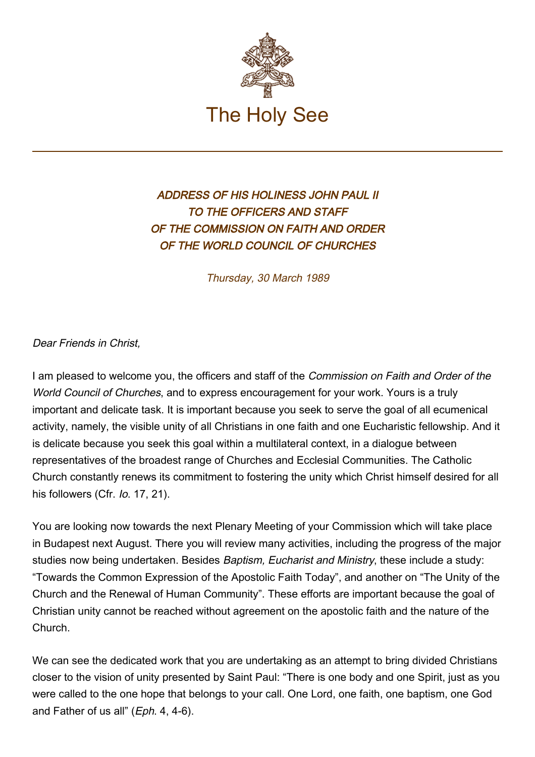The Holy See

# *ADDRESS OF HIS HOLINESS JOHN PAUL II TO THE OFFICERS AND STAFF OF THE COMMISSION ON FAITH AND ORDER OF THE WORLD COUNCIL OF CHURCHES*

*Thursday, 30 March 1989*

*Dear Friends in Christ,*

I am pleased to welcome you, the officers and staff of the *Commission on Faith and Order of the World Council of Churches*, and to express encouragement for your work. Yours is a truly important and delicate task. It is important because you seek to serve the goal of all ecumenical activity, namely, the visible unity of all Christians in one faith and one Eucharistic fellowship. And it is delicate because you seek this goal within a multilateral context, in a dialogue between representatives of the broadest range of Churches and Ecclesial Communities. The Catholic Church constantly renews its commitment to fostering the unity which Christ himself desired for all his followers (Cfr. *Io*. 17, 21).

You are looking now towards the next Plenary Meeting of your Commission which will take place in Budapest next August. There you will review many activities, including the progress of the major studies now being undertaken. Besides *Baptism, Eucharist and Ministry*, these include a study: “Towards the Common Expression of the Apostolic Faith Today”, and another on “The Unity of the Church and the Renewal of Human Community”. These efforts are important because the goal of Christian unity cannot be reached without agreement on the apostolic faith and the nature of the Church.

We can see the dedicated work that you are undertaking as an attempt to bring divided Christians closer to the vision of unity presented by Saint Paul: “There is one body and one Spirit, just as you were called to the one hope that belongs to your call. One Lord, one faith, one baptism, one God and Father of us all” (*Eph*. 4, 4-6).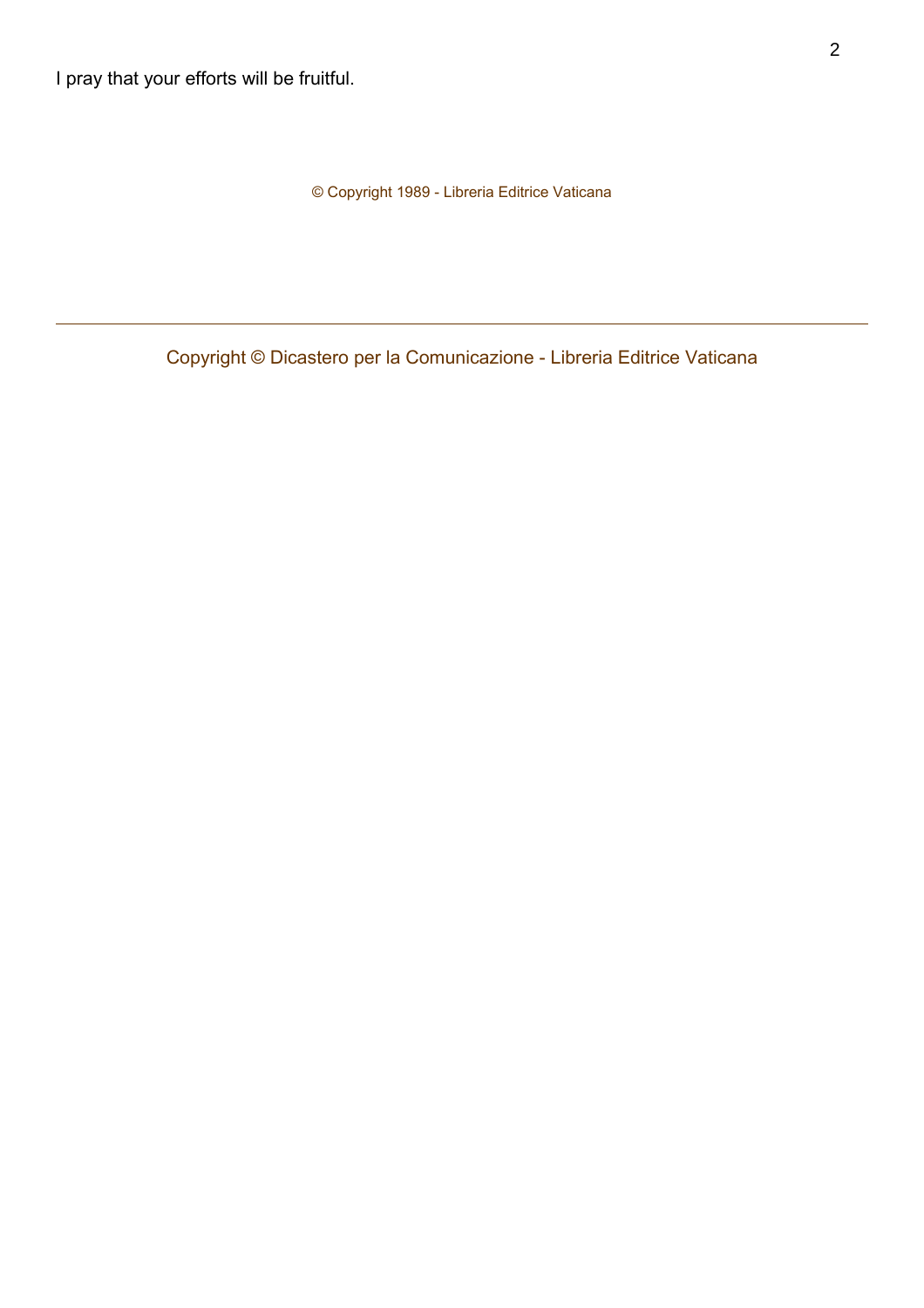I pray that your efforts will be fruitful.

© Copyright 1989 - Libreria Editrice Vaticana

---

Copyright © Dicastero per la Comunicazione - Libreria Editrice Vaticana